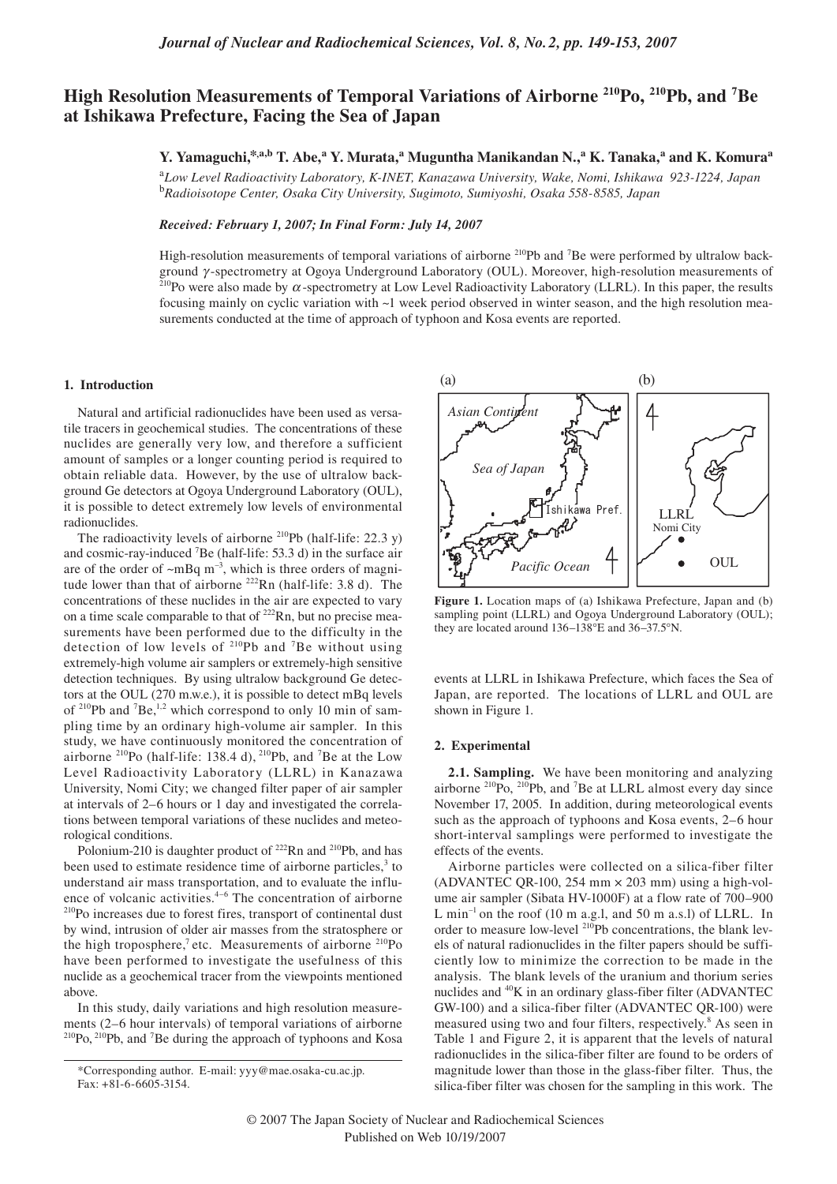# High Resolution Measurements of Temporal Variations of Airborne $^{210}$Po, $^{210}$Pb, and $^{7}$Be at Ishikawa Prefecture, Facing the Sea of Japan

**Y. Yamaguchi,\*[a,b] T. Abe,[a] Y. Murata,[a] Muguntha Manikandan N.,[a] K. Tanaka,[a] and K. Komura[a]**

[a]*Low Level Radioactivity Laboratory, K-INET, Kanazawa University, Wake, Nomi, Ishikawa 923-1224, Japan*
[b]*Radioisotope Center, Osaka City University, Sugimoto, Sumiyoshi, Osaka 558-8585, Japan*

*Received: February 1, 2007; In Final Form: July 14, 2007*

High-resolution measurements of temporal variations of airborne $^{210}$Pb and $^{7}$Be were performed by ultralow background $\gamma$-spectrometry at Ogoya Underground Laboratory (OUL). Moreover, high-resolution measurements of $^{210}$Po were also made by $\alpha$-spectrometry at Low Level Radioactivity Laboratory (LLRL). In this paper, the results focusing mainly on cyclic variation with ~1 week period observed in winter season, and the high resolution measurements conducted at the time of approach of typhoon and Kosa events are reported.

## 1. Introduction

Natural and artificial radionuclides have been used as versatile tracers in geochemical studies. The concentrations of these nuclides are generally very low, and therefore a sufficient amount of samples or a longer counting period is required to obtain reliable data. However, by the use of ultralow background Ge detectors at Ogoya Underground Laboratory (OUL), it is possible to detect extremely low levels of environmental radionuclides.

The radioactivity levels of airborne $^{210}$Pb (half-life: 22.3 y) and cosmic-ray-induced $^{7}$Be (half-life: 53.3 d) in the surface air are of the order of ~mBq m$^{-3}$, which is three orders of magnitude lower than that of airborne $^{222}$Rn (half-life: 3.8 d). The concentrations of these nuclides in the air are expected to vary on a time scale comparable to that of $^{222}$Rn, but no precise measurements have been performed due to the difficulty in the detection of low levels of $^{210}$Pb and $^{7}$Be without using extremely-high volume air samplers or extremely-high sensitive detection techniques. By using ultralow background Ge detectors at the OUL (270 m.w.e.), it is possible to detect mBq levels of $^{210}$Pb and $^{7}$Be,[1,2] which correspond to only 10 min of sampling time by an ordinary high-volume air sampler. In this study, we have continuously monitored the concentration of airborne $^{210}$Po (half-life: 138.4 d), $^{210}$Pb, and $^{7}$Be at the Low Level Radioactivity Laboratory (LLRL) in Kanazawa University, Nomi City; we changed filter paper of air sampler at intervals of 2–6 hours or 1 day and investigated the correlations between temporal variations of these nuclides and meteorological conditions.

Polonium-210 is daughter product of $^{222}$Rn and $^{210}$Pb, and has been used to estimate residence time of airborne particles,[3] to understand air mass transportation, and to evaluate the influence of volcanic activities.[4–6] The concentration of airborne $^{210}$Po increases due to forest fires, transport of continental dust by wind, intrusion of older air masses from the stratosphere or the high troposphere,[7] etc. Measurements of airborne $^{210}$Po have been performed to investigate the usefulness of this nuclide as a geochemical tracer from the viewpoints mentioned above.

In this study, daily variations and high resolution measurements (2–6 hour intervals) of temporal variations of airborne $^{210}$Po, $^{210}$Pb, and $^{7}$Be during the approach of typhoons and Kosa events at LLRL in Ishikawa Prefecture, which faces the Sea of Japan, are reported. The locations of LLRL and OUL are shown in Figure 1.

**Figure 1.** Location maps of (a) Ishikawa Prefecture, Japan and (b) sampling point (LLRL) and Ogoya Underground Laboratory (OUL); they are located around 136–138°E and 36–37.5°N.

## 2. Experimental

**2.1. Sampling.** We have been monitoring and analyzing airborne $^{210}$Po, $^{210}$Pb, and $^{7}$Be at LLRL almost every day since November 17, 2005. In addition, during meteorological events such as the approach of typhoons and Kosa events, 2–6 hour short-interval samplings were performed to investigate the effects of the events.

Airborne particles were collected on a silica-fiber filter (ADVANTEC QR-100, 254 mm × 203 mm) using a high-volume air sampler (Sibata HV-1000F) at a flow rate of 700–900 L min$^{-1}$ on the roof (10 m a.g.l, and 50 m a.s.l) of LLRL. In order to measure low-level $^{210}$Pb concentrations, the blank levels of natural radionuclides in the filter papers should be sufficiently low to minimize the correction to be made in the analysis. The blank levels of the uranium and thorium series nuclides and $^{40}$K in an ordinary glass-fiber filter (ADVANTEC GW-100) and a silica-fiber filter (ADVANTEC QR-100) were measured using two and four filters, respectively.[8] As seen in Table 1 and Figure 2, it is apparent that the levels of natural radionuclides in the silica-fiber filter are found to be orders of magnitude lower than those in the glass-fiber filter. Thus, the silica-fiber filter was chosen for the sampling in this work. The

\*Corresponding author. E-mail: yyy@mae.osaka-cu.ac.jp. Fax: +81-6-6605-3154.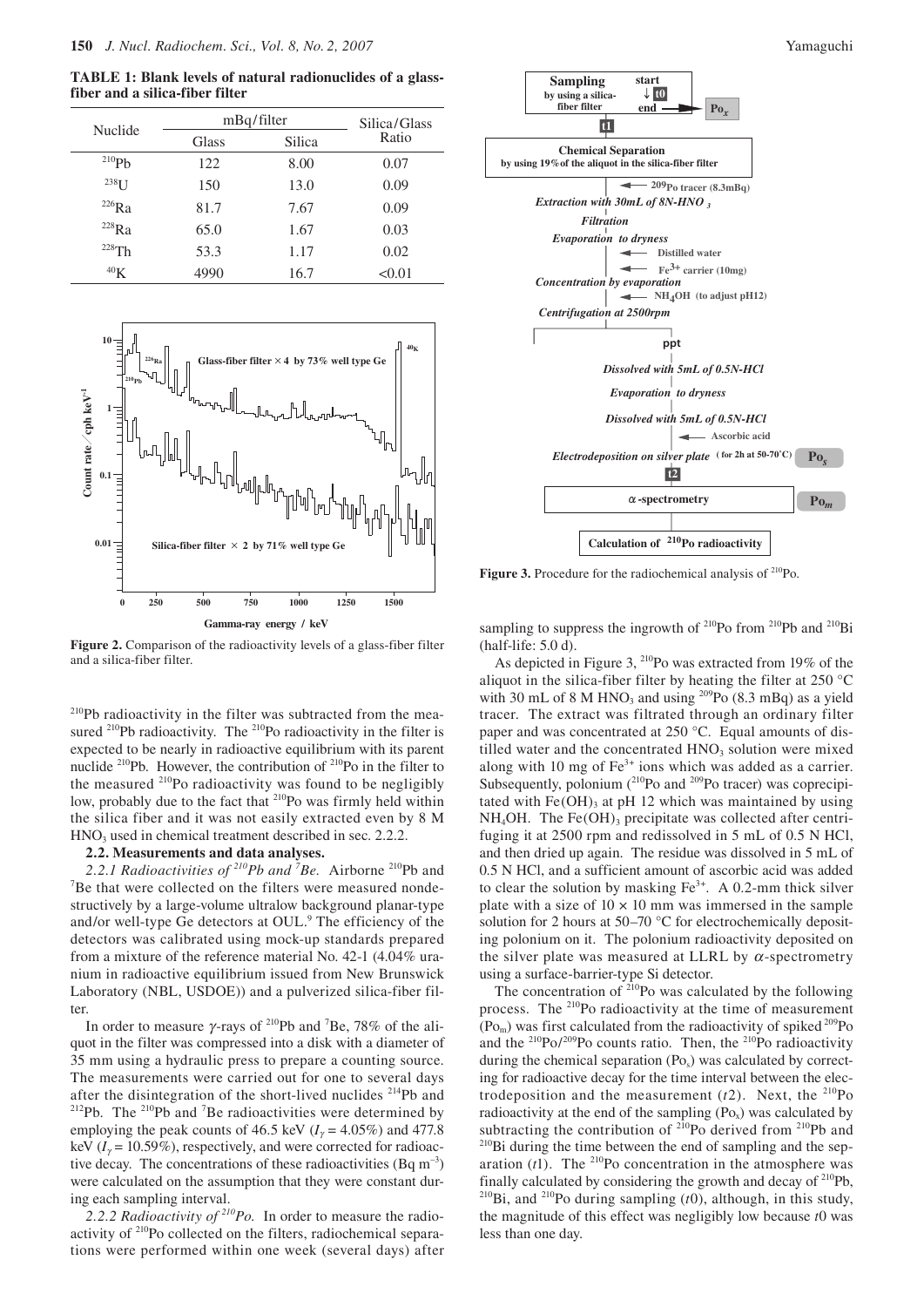**TABLE 1: Blank levels of natural radionuclides of a glass-fiber and a silica-fiber filter**

| Nuclide | mBq/filter | | Silica/Glass Ratio |
|---|---|---|---|
| | Glass | Silica | |
| $^{210}$Pb | 122 | 8.00 | 0.07 |
| $^{238}$U | 150 | 13.0 | 0.09 |
| $^{226}$Ra | 81.7 | 7.67 | 0.09 |
| $^{228}$Ra | 65.0 | 1.67 | 0.03 |
| $^{228}$Th | 53.3 | 1.17 | 0.02 |
| $^{40}$K | 4990 | 16.7 | <0.01 |

**Figure 2.** Comparison of the radioactivity levels of a glass-fiber filter and a silica-fiber filter.

$^{210}$Pb radioactivity in the filter was subtracted from the measured $^{210}$Pb radioactivity. The $^{210}$Po radioactivity in the filter is expected to be nearly in radioactive equilibrium with its parent nuclide $^{210}$Pb. However, the contribution of $^{210}$Po in the filter to the measured $^{210}$Po radioactivity was found to be negligibly low, probably due to the fact that $^{210}$Po was firmly held within the silica fiber and it was not easily extracted even by 8 M $HNO_3$ used in chemical treatment described in sec. 2.2.2.

### 2.2. Measurements and data analyses.

*2.2.1 Radioactivities of $^{210}$Pb and $^{7}$Be.* Airborne $^{210}$Pb and $^{7}$Be that were collected on the filters were measured nondestructively by a large-volume ultralow background planar-type and/or well-type Ge detectors at OUL.[9] The efficiency of the detectors was calibrated using mock-up standards prepared from a mixture of the reference material No. 42-1 (4.04% uranium in radioactive equilibrium issued from New Brunswick Laboratory (NBL, USDOE)) and a pulverized silica-fiber filter.

In order to measure $\gamma$-rays of $^{210}$Pb and $^{7}$Be, 78% of the aliquot in the filter was compressed into a disk with a diameter of 35 mm using a hydraulic press to prepare a counting source. The measurements were carried out for one to several days after the disintegration of the short-lived nuclides $^{214}$Pb and $^{212}$Pb. The $^{210}$Pb and $^{7}$Be radioactivities were determined by employing the peak counts of 46.5 keV ($I_\gamma$ = 4.05%) and 477.8 keV ($I_\gamma$ = 10.59%), respectively, and were corrected for radioactive decay. The concentrations of these radioactivities (Bq m$^{-3}$) were calculated on the assumption that they were constant during each sampling interval.

*2.2.2 Radioactivity of $^{210}$Po.* In order to measure the radioactivity of $^{210}$Po collected on the filters, radiochemical separations were performed within one week (several days) after sampling to suppress the ingrowth of $^{210}$Po from $^{210}$Pb and $^{210}$Bi (half-life: 5.0 d).

**Figure 3.** Procedure for the radiochemical analysis of $^{210}$Po.

As depicted in Figure 3, $^{210}$Po was extracted from 19% of the aliquot in the silica-fiber filter by heating the filter at 250 °C with 30 mL of 8 M $HNO_3$ and using $^{209}$Po (8.3 mBq) as a yield tracer. The extract was filtrated through an ordinary filter paper and was concentrated at 250 °C. Equal amounts of distilled water and the concentrated $HNO_3$ solution were mixed along with 10 mg of $Fe^{3+}$ ions which was added as a carrier. Subsequently, polonium ($^{210}$Po and $^{209}$Po tracer) was coprecipitated with $Fe(OH)_3$ at pH 12 which was maintained by using $NH_4OH$. The $Fe(OH)_3$ precipitate was collected after centrifuging it at 2500 rpm and redissolved in 5 mL of 0.5 N HCl, and then dried up again. The residue was dissolved in 5 mL of 0.5 N HCl, and a sufficient amount of ascorbic acid was added to clear the solution by masking $Fe^{3+}$. A 0.2-mm thick silver plate with a size of 10 × 10 mm was immersed in the sample solution for 2 hours at 50–70 °C for electrochemically depositing polonium on it. The polonium radioactivity deposited on the silver plate was measured at LLRL by $\alpha$-spectrometry using a surface-barrier-type Si detector.

The concentration of $^{210}$Po was calculated by the following process. The $^{210}$Po radioactivity at the time of measurement ($Po_m$) was first calculated from the radioactivity of spiked $^{209}$Po and the $^{210}$Po/$^{209}$Po counts ratio. Then, the $^{210}$Po radioactivity during the chemical separation ($Po_s$) was calculated by correcting for radioactive decay for the time interval between the electrodeposition and the measurement ($t2$). Next, the $^{210}$Po radioactivity at the end of the sampling ($Po_x$) was calculated by subtracting the contribution of $^{210}$Po derived from $^{210}$Pb and $^{210}$Bi during the time between the end of sampling and the separation ($t1$). The $^{210}$Po concentration in the atmosphere was finally calculated by considering the growth and decay of $^{210}$Pb, $^{210}$Bi, and $^{210}$Po during sampling ($t0$), although, in this study, the magnitude of this effect was negligibly low because $t0$ was less than one day.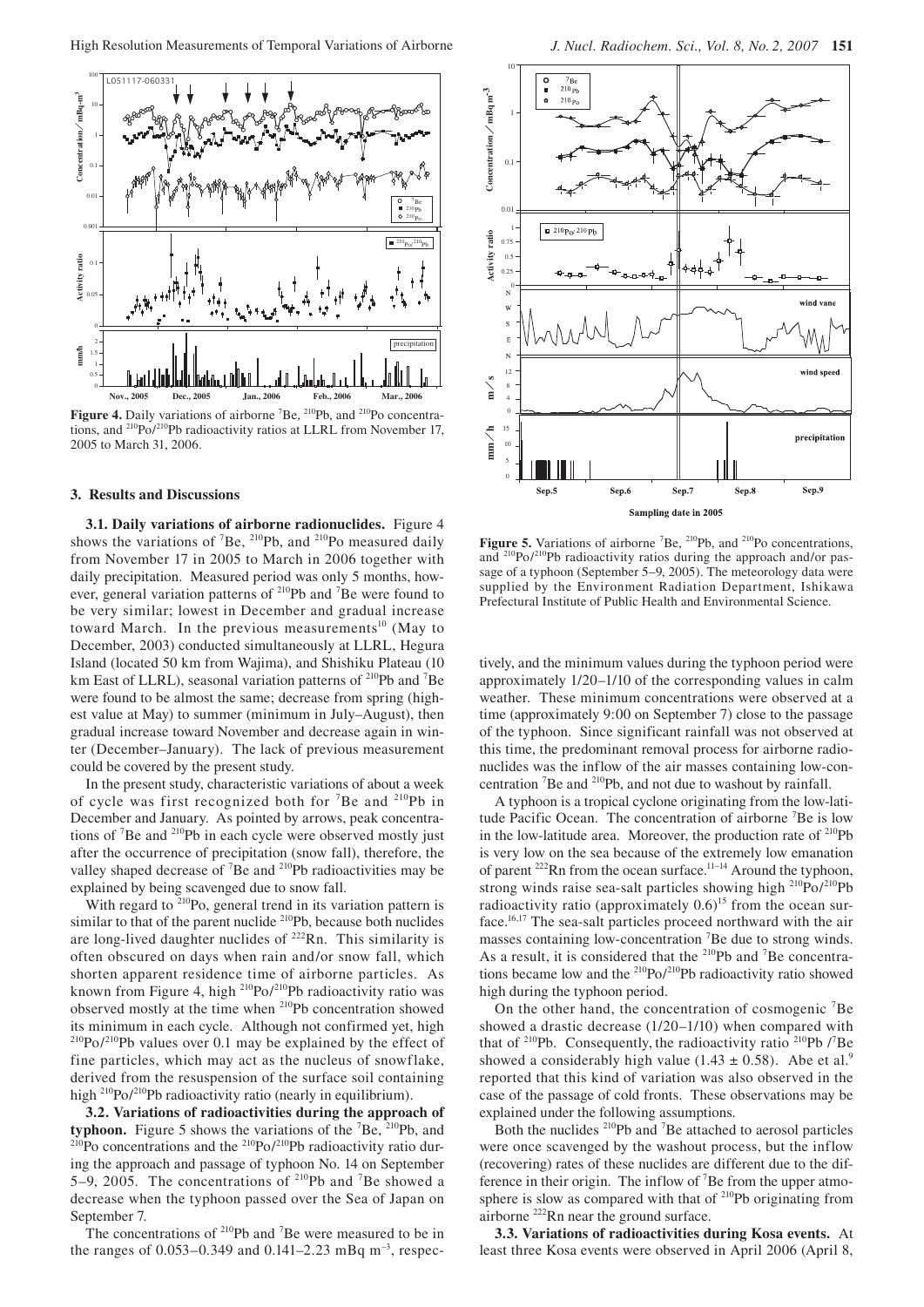**Figure 4.** Daily variations of airborne $^{7}$Be, $^{210}$Pb, and $^{210}$Po concentrations, and $^{210}$Po/$^{210}$Pb radioactivity ratios at LLRL from November 17, 2005 to March 31, 2006.

**Figure 5.** Variations of airborne $^{7}$Be, $^{210}$Pb, and $^{210}$Po concentrations, and $^{210}$Po/$^{210}$Pb radioactivity ratios during the approach and/or passage of a typhoon (September 5–9, 2005). The meteorology data were supplied by the Environment Radiation Department, Ishikawa Prefectural Institute of Public Health and Environmental Science.

## 3. Results and Discussions

**3.1. Daily variations of airborne radionuclides.** Figure 4 shows the variations of $^{7}$Be, $^{210}$Pb, and $^{210}$Po measured daily from November 17 in 2005 to March in 2006 together with daily precipitation. Measured period was only 5 months, however, general variation patterns of $^{210}$Pb and $^{7}$Be were found to be very similar; lowest in December and gradual increase toward March. In the previous measurements[10] (May to December, 2003) conducted simultaneously at LLRL, Hegura Island (located 50 km from Wajima), and Shishiku Plateau (10 km East of LLRL), seasonal variation patterns of $^{210}$Pb and $^{7}$Be were found to be almost the same; decrease from spring (highest value at May) to summer (minimum in July–August), then gradual increase toward November and decrease again in winter (December–January). The lack of previous measurement could be covered by the present study.

In the present study, characteristic variations of about a week of cycle was first recognized both for $^{7}$Be and $^{210}$Pb in December and January. As pointed by arrows, peak concentrations of $^{7}$Be and $^{210}$Pb in each cycle were observed mostly just after the occurrence of precipitation (snow fall), therefore, the valley shaped decrease of $^{7}$Be and $^{210}$Pb radioactivities may be explained by being scavenged due to snow fall.

With regard to $^{210}$Po, general trend in its variation pattern is similar to that of the parent nuclide $^{210}$Pb, because both nuclides are long-lived daughter nuclides of $^{222}$Rn. This similarity is often obscured on days when rain and/or snow fall, which shorten apparent residence time of airborne particles. As known from Figure 4, high $^{210}$Po/$^{210}$Pb radioactivity ratio was observed mostly at the time when $^{210}$Pb concentration showed its minimum in each cycle. Although not confirmed yet, high $^{210}$Po/$^{210}$Pb values over 0.1 may be explained by the effect of fine particles, which may act as the nucleus of snowflake, derived from the resuspension of the surface soil containing high $^{210}$Po/$^{210}$Pb radioactivity ratio (nearly in equilibrium).

**3.2. Variations of radioactivities during the approach of typhoon.** Figure 5 shows the variations of the $^{7}$Be, $^{210}$Pb, and $^{210}$Po concentrations and the $^{210}$Po/$^{210}$Pb radioactivity ratio during the approach and passage of typhoon No. 14 on September 5–9, 2005. The concentrations of $^{210}$Pb and $^{7}$Be showed a decrease when the typhoon passed over the Sea of Japan on September 7.

The concentrations of $^{210}$Pb and $^{7}$Be were measured to be in the ranges of 0.053–0.349 and 0.141–2.23 mBq m$^{-3}$, respectively, and the minimum values during the typhoon period were approximately 1/20–1/10 of the corresponding values in calm weather. These minimum concentrations were observed at a time (approximately 9:00 on September 7) close to the passage of the typhoon. Since significant rainfall was not observed at this time, the predominant removal process for airborne radionuclides was the inflow of the air masses containing low-concentration $^{7}$Be and $^{210}$Pb, and not due to washout by rainfall.

A typhoon is a tropical cyclone originating from the low-latitude Pacific Ocean. The concentration of airborne $^{7}$Be is low in the low-latitude area. Moreover, the production rate of $^{210}$Pb is very low on the sea because of the extremely low emanation of parent $^{222}$Rn from the ocean surface.[11–14] Around the typhoon, strong winds raise sea-salt particles showing high $^{210}$Po/$^{210}$Pb radioactivity ratio (approximately 0.6)[15] from the ocean surface.[16,17] The sea-salt particles proceed northward with the air masses containing low-concentration $^{7}$Be due to strong winds. As a result, it is considered that the $^{210}$Pb and $^{7}$Be concentrations became low and the $^{210}$Po/$^{210}$Pb radioactivity ratio showed high during the typhoon period.

On the other hand, the concentration of cosmogenic $^{7}$Be showed a drastic decrease (1/20–1/10) when compared with that of $^{210}$Pb. Consequently, the radioactivity ratio $^{210}$Pb /$^{7}$Be showed a considerably high value (1.43 ± 0.58). Abe et al.[9] reported that this kind of variation was also observed in the case of the passage of cold fronts. These observations may be explained under the following assumptions.

Both the nuclides $^{210}$Pb and $^{7}$Be attached to aerosol particles were once scavenged by the washout process, but the inflow (recovering) rates of these nuclides are different due to the difference in their origin. The inflow of $^{7}$Be from the upper atmosphere is slow as compared with that of $^{210}$Pb originating from airborne $^{222}$Rn near the ground surface.

**3.3. Variations of radioactivities during Kosa events.** At least three Kosa events were observed in April 2006 (April 8,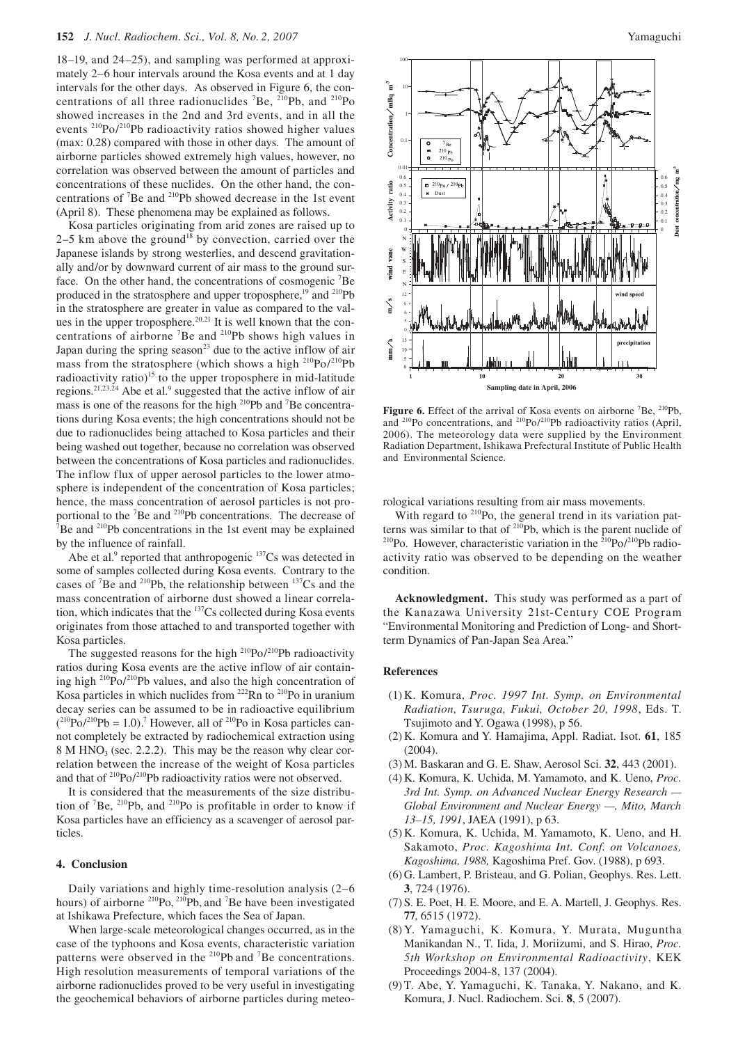18–19, and 24–25), and sampling was performed at approximately 2–6 hour intervals around the Kosa events and at 1 day intervals for the other days. As observed in Figure 6, the concentrations of all three radionuclides $^{7}$Be, $^{210}$Pb, and $^{210}$Po showed increases in the 2nd and 3rd events, and in all the events $^{210}$Po/$^{210}$Pb radioactivity ratios showed higher values (max: 0.28) compared with those in other days. The amount of airborne particles showed extremely high values, however, no correlation was observed between the amount of particles and concentrations of these nuclides. On the other hand, the concentrations of $^{7}$Be and $^{210}$Pb showed decrease in the 1st event (April 8). These phenomena may be explained as follows.

Kosa particles originating from arid zones are raised up to 2–5 km above the ground[18] by convection, carried over the Japanese islands by strong westerlies, and descend gravitationally and/or by downward current of air mass to the ground surface. On the other hand, the concentrations of cosmogenic $^{7}$Be produced in the stratosphere and upper troposphere,[19] and $^{210}$Pb in the stratosphere are greater in value as compared to the values in the upper troposphere.[20,21] It is well known that the concentrations of airborne $^{7}$Be and $^{210}$Pb shows high values in Japan during the spring season[23] due to the active inflow of air mass from the stratosphere (which shows a high $^{210}$Po/$^{210}$Pb radioactivity ratio)[15] to the upper troposphere in mid-latitude regions.[21,23,24] Abe et al.[9] suggested that the active inflow of air mass is one of the reasons for the high $^{210}$Pb and $^{7}$Be concentrations during Kosa events; the high concentrations should not be due to radionuclides being attached to Kosa particles and their being washed out together, because no correlation was observed between the concentrations of Kosa particles and radionuclides. The inflow flux of upper aerosol particles to the lower atmosphere is independent of the concentration of Kosa particles; hence, the mass concentration of aerosol particles is not proportional to the $^{7}$Be and $^{210}$Pb concentrations. The decrease of $^{7}$Be and $^{210}$Pb concentrations in the 1st event may be explained by the influence of rainfall.

Abe et al.[9] reported that anthropogenic $^{137}$Cs was detected in some of samples collected during Kosa events. Contrary to the cases of $^{7}$Be and $^{210}$Pb, the relationship between $^{137}$Cs and the mass concentration of airborne dust showed a linear correlation, which indicates that the $^{137}$Cs collected during Kosa events originates from those attached to and transported together with Kosa particles.

The suggested reasons for the high $^{210}$Po/$^{210}$Pb radioactivity ratios during Kosa events are the active inflow of air containing high $^{210}$Po/$^{210}$Pb values, and also the high concentration of Kosa particles in which nuclides from $^{222}$Rn to $^{210}$Po in uranium decay series can be assumed to be in radioactive equilibrium ($^{210}$Po/$^{210}$Pb = 1.0).[7] However, all of $^{210}$Po in Kosa particles cannot completely be extracted by radiochemical extraction using 8 M $HNO_3$ (sec. 2.2.2). This may be the reason why clear correlation between the increase of the weight of Kosa particles and that of $^{210}$Po/$^{210}$Pb radioactivity ratios were not observed.

It is considered that the measurements of the size distribution of $^{7}$Be, $^{210}$Pb, and $^{210}$Po is profitable in order to know if Kosa particles have an efficiency as a scavenger of aerosol particles.

## 4. Conclusion

Daily variations and highly time-resolution analysis (2–6 hours) of airborne $^{210}$Po, $^{210}$Pb, and $^{7}$Be have been investigated at Ishikawa Prefecture, which faces the Sea of Japan.

When large-scale meteorological changes occurred, as in the case of the typhoons and Kosa events, characteristic variation patterns were observed in the $^{210}$Pb and $^{7}$Be concentrations. High resolution measurements of temporal variations of the airborne radionuclides proved to be very useful in investigating the geochemical behaviors of airborne particles during meteorological variations resulting from air mass movements.

With regard to $^{210}$Po, the general trend in its variation patterns was similar to that of $^{210}$Pb, which is the parent nuclide of $^{210}$Po. However, characteristic variation in the $^{210}$Po/$^{210}$Pb radioactivity ratio was observed to be depending on the weather condition.

**Figure 6.** Effect of the arrival of Kosa events on airborne $^{7}$Be, $^{210}$Pb, and $^{210}$Po concentrations, and $^{210}$Po/$^{210}$Pb radioactivity ratios (April, 2006). The meteorology data were supplied by the Environment Radiation Department, Ishikawa Prefectural Institute of Public Health and Environmental Science.

**Acknowledgment.** This study was performed as a part of the Kanazawa University 21st-Century COE Program "Environmental Monitoring and Prediction of Long- and Short-term Dynamics of Pan-Japan Sea Area."

## References

(1) K. Komura, *Proc. 1997 Int. Symp. on Environmental Radiation, Tsuruga, Fukui, October 20, 1998*, Eds. T. Tsujimoto and Y. Ogawa (1998), p 56.

(2) K. Komura and Y. Hamajima, Appl. Radiat. Isot. **61**, 185 (2004).

(3) M. Baskaran and G. E. Shaw, Aerosol Sci. **32**, 443 (2001).

(4) K. Komura, K. Uchida, M. Yamamoto, and K. Ueno, *Proc. 3rd Int. Symp. on Advanced Nuclear Energy Research — Global Environment and Nuclear Energy —, Mito, March 13–15, 1991*, JAEA (1991), p 63.

(5) K. Komura, K. Uchida, M. Yamamoto, K. Ueno, and H. Sakamoto, *Proc. Kagoshima Int. Conf. on Volcanoes, Kagoshima, 1988,* Kagoshima Pref. Gov. (1988), p 693.

(6) G. Lambert, P. Bristeau, and G. Polian, Geophys. Res. Lett. **3**, 724 (1976).

(7) S. E. Poet, H. E. Moore, and E. A. Martell, J. Geophys. Res. **77**, 6515 (1972).

(8) Y. Yamaguchi, K. Komura, Y. Murata, Muguntha Manikandan N., T. Iida, J. Moriizumi, and S. Hirao, *Proc. 5th Workshop on Environmental Radioactivity*, KEK Proceedings 2004-8, 137 (2004).

(9) T. Abe, Y. Yamaguchi, K. Tanaka, Y. Nakano, and K. Komura, J. Nucl. Radiochem. Sci. **8**, 5 (2007).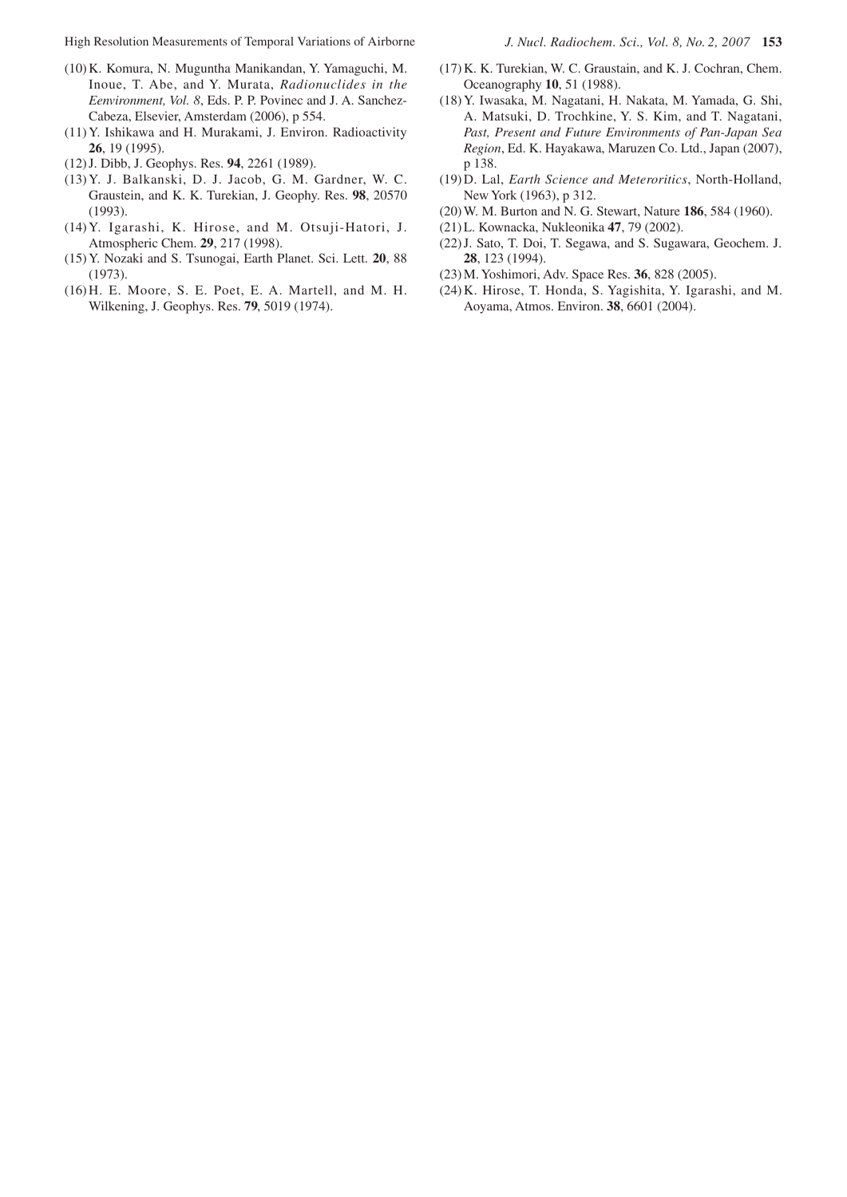(10) K. Komura, N. Muguntha Manikandan, Y. Yamaguchi, M. Inoue, T. Abe, and Y. Murata, *Radionuclides in the Eenvironment, Vol. 8*, Eds. P. P. Povinec and J. A. Sanchez-Cabeza, Elsevier, Amsterdam (2006), p 554.

(11) Y. Ishikawa and H. Murakami, J. Environ. Radioactivity **26**, 19 (1995).

(12) J. Dibb, J. Geophys. Res. **94**, 2261 (1989).

(13) Y. J. Balkanski, D. J. Jacob, G. M. Gardner, W. C. Graustein, and K. K. Turekian, J. Geophy. Res. **98**, 20570 (1993).

(14) Y. Igarashi, K. Hirose, and M. Otsuji-Hatori, J. Atmospheric Chem. **29**, 217 (1998).

(15) Y. Nozaki and S. Tsunogai, Earth Planet. Sci. Lett. **20**, 88 (1973).

(16) H. E. Moore, S. E. Poet, E. A. Martell, and M. H. Wilkening, J. Geophys. Res. **79**, 5019 (1974).

(17) K. K. Turekian, W. C. Graustain, and K. J. Cochran, Chem. Oceanography **10**, 51 (1988).

(18) Y. Iwasaka, M. Nagatani, H. Nakata, M. Yamada, G. Shi, A. Matsuki, D. Trochkine, Y. S. Kim, and T. Nagatani, *Past, Present and Future Environments of Pan-Japan Sea Region*, Ed. K. Hayakawa, Maruzen Co. Ltd., Japan (2007), p 138.

(19) D. Lal, *Earth Science and Meteroritics*, North-Holland, New York (1963), p 312.

(20) W. M. Burton and N. G. Stewart, Nature **186**, 584 (1960).

(21) L. Kownacka, Nukleonika **47**, 79 (2002).

(22) J. Sato, T. Doi, T. Segawa, and S. Sugawara, Geochem. J. **28**, 123 (1994).

(23) M. Yoshimori, Adv. Space Res. **36**, 828 (2005).

(24) K. Hirose, T. Honda, S. Yagishita, Y. Igarashi, and M. Aoyama, Atmos. Environ. **38**, 6601 (2004).